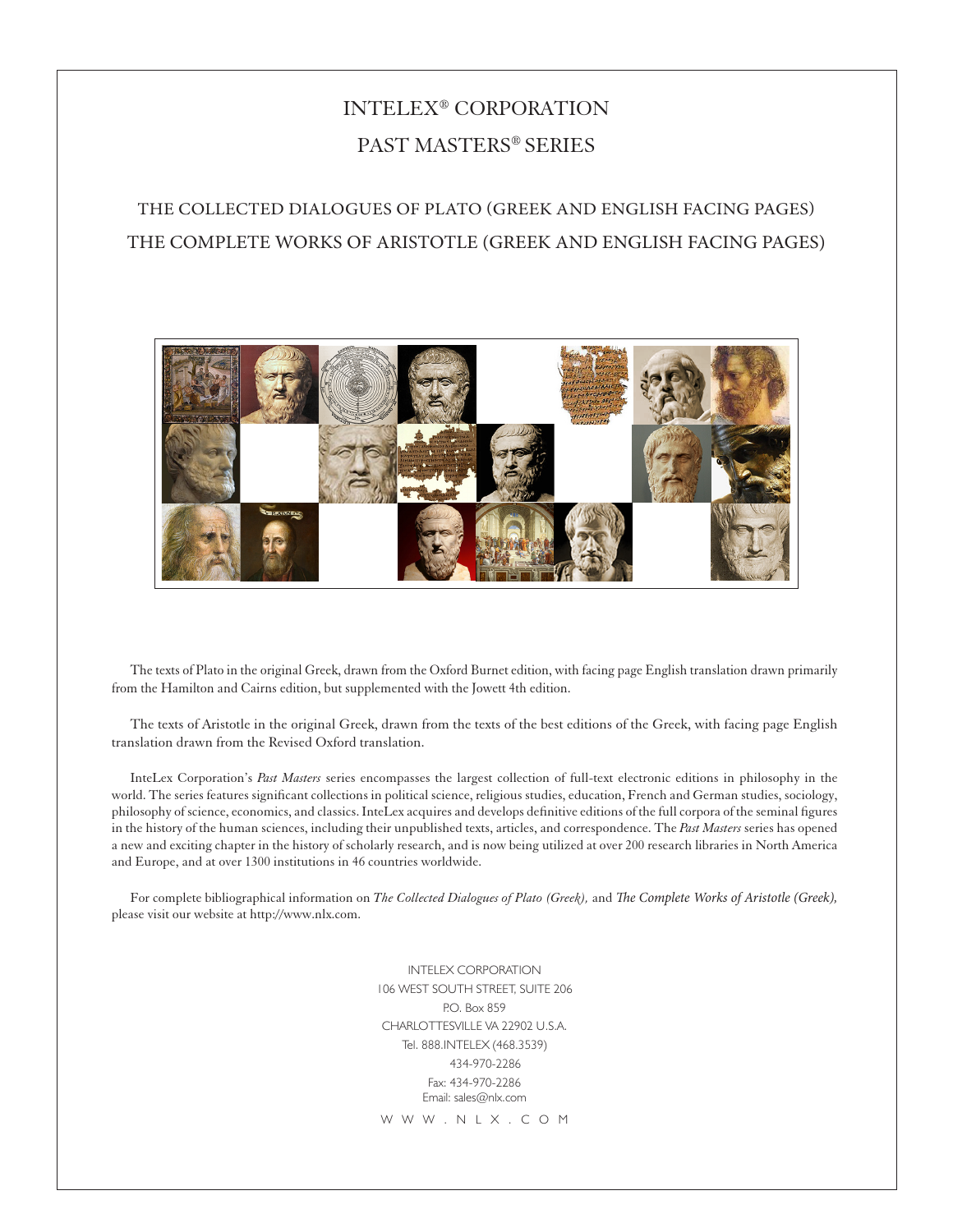# INTELEX® CORPORATION

## PAST MASTERS® SERIES

### THE COLLECTED DIALOGUES OF PLATO (GREEK AND ENGLISH FACING PAGES)

### THE COMPLETE WORKS OF ARISTOTLE (GREEK AND ENGLISH FACING PAGES)

The texts of Plato in the original Greek, drawn from the Oxford Burnet edition, with facing page English translation drawn primarily from the Hamilton and Cairns edition, but supplemented with the Jowett 4th edition.

The texts of Aristotle in the original Greek, drawn from the texts of the best editions of the Greek, with facing page English translation drawn from the Revised Oxford translation.

InteLex Corporation's *Past Masters* series encompasses the largest collection of full-text electronic editions in philosophy in the world. The series features significant collections in political science, religious studies, education, French and German studies, sociology, philosophy of science, economics, and classics. InteLex acquires and develops definitive editions of the full corpora of the seminal figures in the history of the human sciences, including their unpublished texts, articles, and correspondence. The *Past Masters* series has opened a new and exciting chapter in the history of scholarly research, and is now being utilized at over 200 research libraries in North America and Europe, and at over 1300 institutions in 46 countries worldwide.

For complete bibliographical information on *The Collected Dialogues of Plato (Greek),* and *The Complete Works of Aristotle (Greek),* please visit our website at http://www.nlx.com.

INTELEX CORPORATION
106 WEST SOUTH STREET, SUITE 206
P.O. Box 859
CHARLOTTESVILLE VA 22902 U.S.A.
Tel. 888.INTELEX (468.3539)
434-970-2286
Fax: 434-970-2286
Email: sales@nlx.com

W W W . N L X . C O M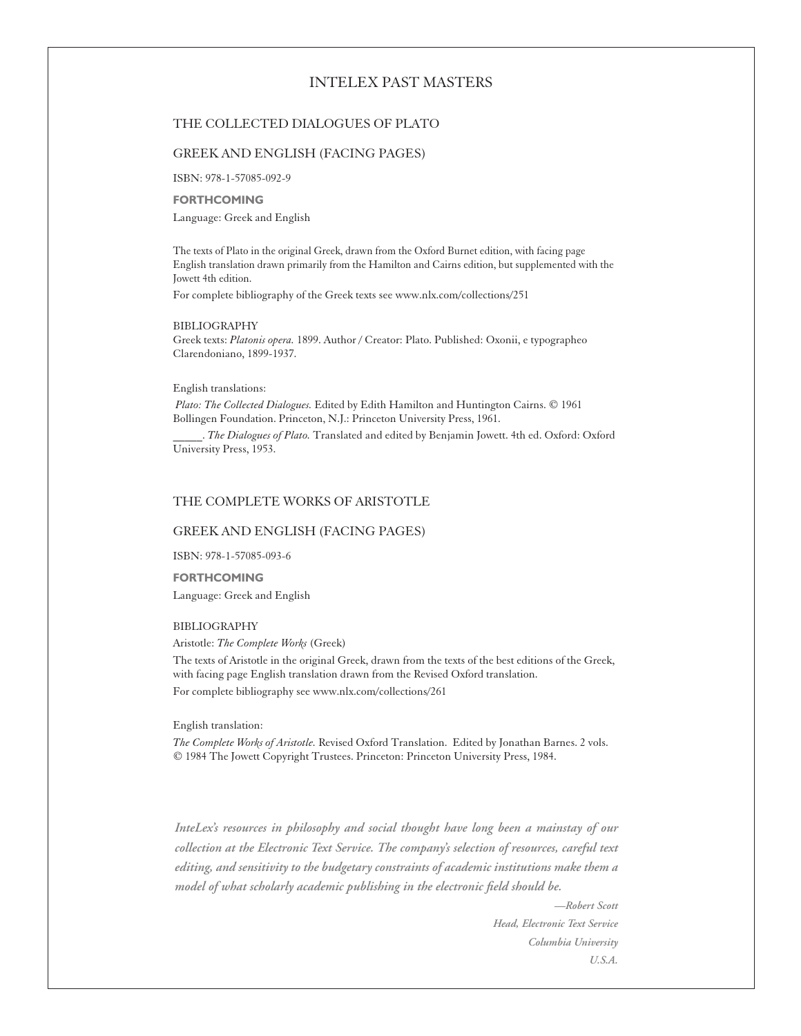# INTELEX PAST MASTERS

## THE COLLECTED DIALOGUES OF PLATO

### GREEK AND ENGLISH (FACING PAGES)

ISBN: 978-1-57085-092-9

**FORTHCOMING**

Language: Greek and English

The texts of Plato in the original Greek, drawn from the Oxford Burnet edition, with facing page English translation drawn primarily from the Hamilton and Cairns edition, but supplemented with the Jowett 4th edition.

For complete bibliography of the Greek texts see www.nlx.com/collections/251

BIBLIOGRAPHY

Greek texts: *Platonis opera.* 1899. Author / Creator: Plato. Published: Oxonii, e typographeo Clarendoniano, 1899-1937.

English translations:

*Plato: The Collected Dialogues.* Edited by Edith Hamilton and Huntington Cairns. © 1961 Bollingen Foundation. Princeton, N.J.: Princeton University Press, 1961.

_____. *The Dialogues of Plato.* Translated and edited by Benjamin Jowett. 4th ed. Oxford: Oxford University Press, 1953.

## THE COMPLETE WORKS OF ARISTOTLE

### GREEK AND ENGLISH (FACING PAGES)

ISBN: 978-1-57085-093-6

**FORTHCOMING**

Language: Greek and English

BIBLIOGRAPHY

Aristotle: *The Complete Works* (Greek)

The texts of Aristotle in the original Greek, drawn from the texts of the best editions of the Greek, with facing page English translation drawn from the Revised Oxford translation.

For complete bibliography see www.nlx.com/collections/261

English translation:

*The Complete Works of Aristotle.* Revised Oxford Translation. Edited by Jonathan Barnes. 2 vols. © 1984 The Jowett Copyright Trustees. Princeton: Princeton University Press, 1984.

*InteLex's resources in philosophy and social thought have long been a mainstay of our collection at the Electronic Text Service. The company's selection of resources, careful text editing, and sensitivity to the budgetary constraints of academic institutions make them a model of what scholarly academic publishing in the electronic field should be.*

*—Robert Scott*
*Head, Electronic Text Service*
*Columbia University*
*U.S.A.*